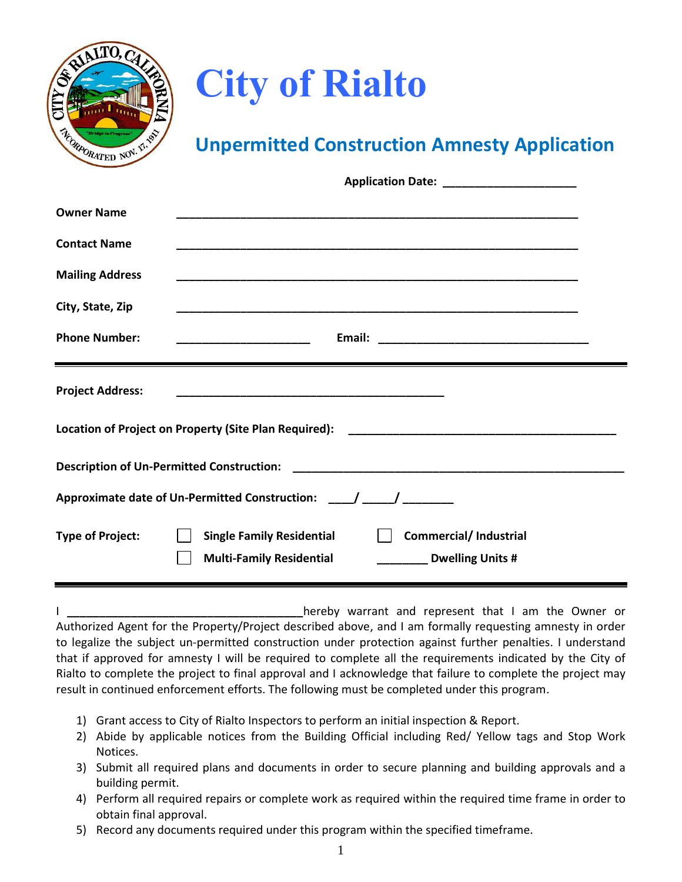# City of Rialto

## Unpermitted Construction Amnesty Application

**Application Date:** ____________________

**Owner Name** ______________________________________________________________

**Contact Name** ______________________________________________________________

**Mailing Address** ______________________________________________________________

**City, State, Zip** ______________________________________________________________

**Phone Number:** ____________________ **Email:** _________________________________

---

**Project Address:** ________________________________________

**Location of Project on Property (Site Plan Required):** ________________________________________

**Description of Un-Permitted Construction:** ___________________________________________________

**Approximate date of Un-Permitted Construction:** ____/ _____/ ________

**Type of Project:** ☐ **Single Family Residential** ☐ **Commercial/ Industrial**

☐ **Multi-Family Residential** ________ **Dwelling Units #**

---

I ____________________________________hereby warrant and represent that I am the Owner or Authorized Agent for the Property/Project described above, and I am formally requesting amnesty in order to legalize the subject un-permitted construction under protection against further penalties. I understand that if approved for amnesty I will be required to complete all the requirements indicated by the City of Rialto to complete the project to final approval and I acknowledge that failure to complete the project may result in continued enforcement efforts. The following must be completed under this program.

1) Grant access to City of Rialto Inspectors to perform an initial inspection & Report.
2) Abide by applicable notices from the Building Official including Red/ Yellow tags and Stop Work Notices.
3) Submit all required plans and documents in order to secure planning and building approvals and a building permit.
4) Perform all required repairs or complete work as required within the required time frame in order to obtain final approval.
5) Record any documents required under this program within the specified timeframe.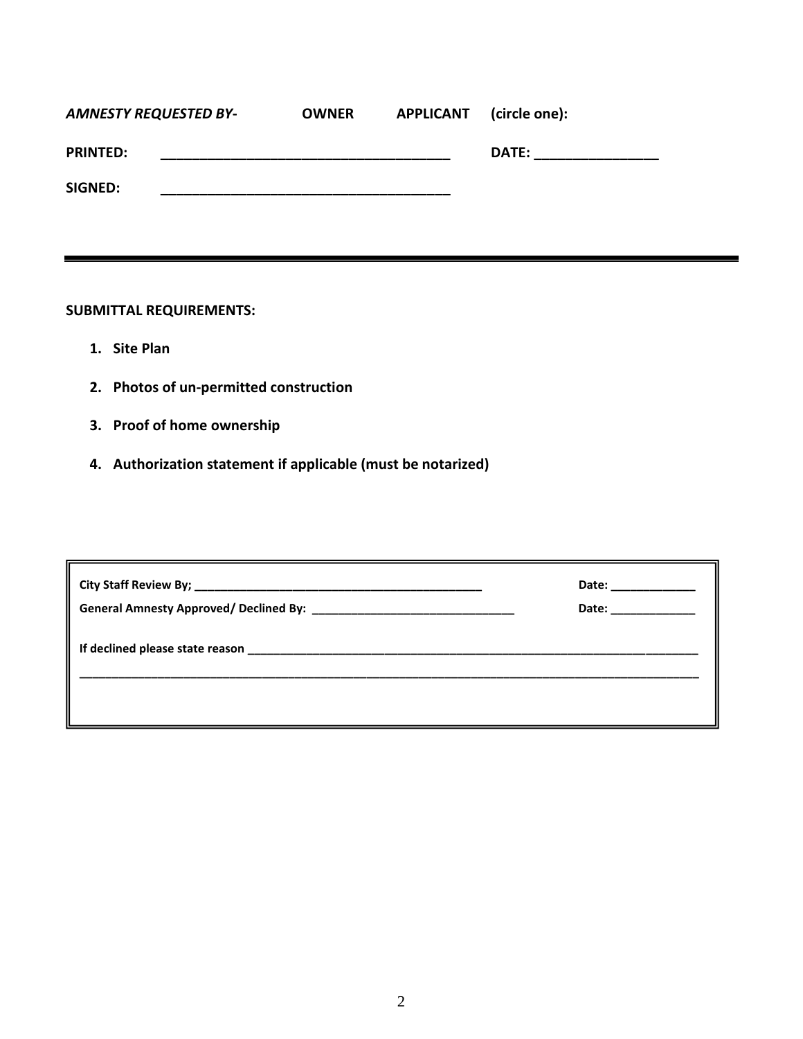***AMNESTY REQUESTED BY-*** **OWNER** **APPLICANT** **(circle one):**

**PRINTED:** ______________________________________ **DATE:** ________________

**SIGNED:** ______________________________________

---

**SUBMITTAL REQUIREMENTS:**

1. **Site Plan**
2. **Photos of un-permitted construction**
3. **Proof of home ownership**
4. **Authorization statement if applicable (must be notarized)**

---

**City Staff Review By;** ____________________________________________ **Date:** _____________

**General Amnesty Approved/ Declined By:** ______________________________ **Date:** _____________

**If declined please state reason** ______________________________________________________________________

_____________________________________________________________________________________________